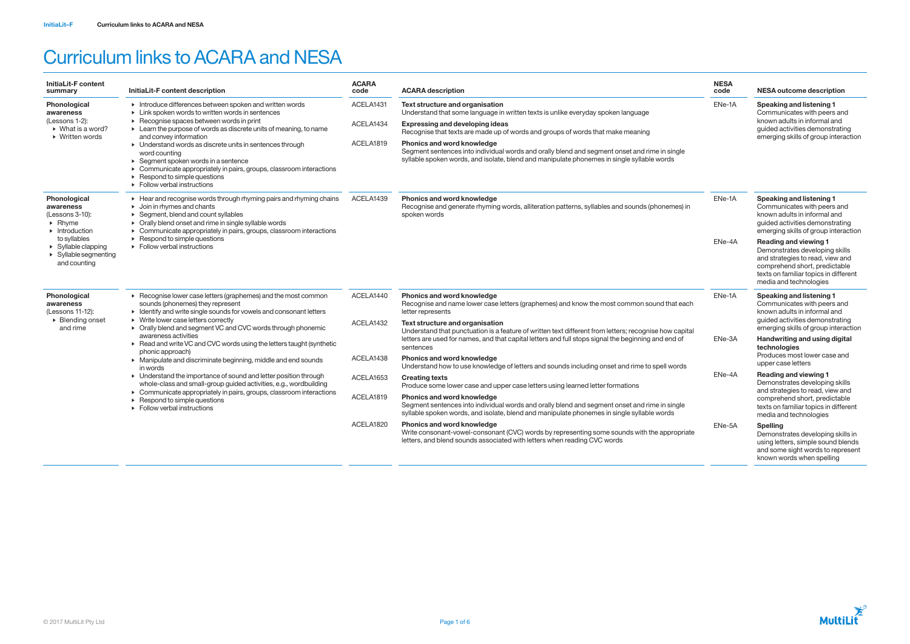# Curriculum links to ACARA and NESA

| InitiaLit-F content summary | InitiaLit-F content description | ACARA code | ACARA description | NESA code | NESA outcome description |
|---|---|---|---|---|---|
| **Phonological awareness** (Lessons 1-2): ▸ What is a word? ▸ Written words | ▸ Introduce differences between spoken and written words ▸ Link spoken words to written words in sentences ▸ Recognise spaces between words in print ▸ Learn the purpose of words as discrete units of meaning, to name and convey information ▸ Understand words as discrete units in sentences through word counting ▸ Segment spoken words in a sentence ▸ Communicate appropriately in pairs, groups, classroom interactions ▸ Respond to simple questions ▸ Follow verbal instructions | ACELA1431<br><br>ACELA1434<br><br>ACELA1819 | **Text structure and organisation** Understand that some language in written texts is unlike everyday spoken language<br><br>**Expressing and developing ideas** Recognise that texts are made up of words and groups of words that make meaning<br><br>**Phonics and word knowledge** Segment sentences into individual words and orally blend and segment onset and rime in single syllable spoken words, and isolate, blend and manipulate phonemes in single syllable words | ENe-1A | **Speaking and listening 1** Communicates with peers and known adults in informal and guided activities demonstrating emerging skills of group interaction |
| **Phonological awareness** (Lessons 3-10): ▸ Rhyme ▸ Introduction to syllables ▸ Syllable clapping ▸ Syllable segmenting and counting | ▸ Hear and recognise words through rhyming pairs and rhyming chains ▸ Join in rhymes and chants ▸ Segment, blend and count syllables ▸ Orally blend onset and rime in single syllable words ▸ Communicate appropriately in pairs, groups, classroom interactions ▸ Respond to simple questions ▸ Follow verbal instructions | ACELA1439 | **Phonics and word knowledge** Recognise and generate rhyming words, alliteration patterns, syllables and sounds (phonemes) in spoken words | ENe-1A<br><br>ENe-4A | **Speaking and listening 1** Communicates with peers and known adults in informal and guided activities demonstrating emerging skills of group interaction<br><br>**Reading and viewing 1** Demonstrates developing skills and strategies to read, view and comprehend short, predictable texts on familiar topics in different media and technologies |
| **Phonological awareness** (Lessons 11-12): ▸ Blending onset and rime | ▸ Recognise lower case letters (graphemes) and the most common sounds (phonemes) they represent ▸ Identify and write single sounds for vowels and consonant letters ▸ Write lower case letters correctly ▸ Orally blend and segment VC and CVC words through phonemic awareness activities ▸ Read and write VC and CVC words using the letters taught (synthetic phonic approach) ▸ Manipulate and discriminate beginning, middle and end sounds in words ▸ Understand the importance of sound and letter position through whole-class and small-group guided activities, e.g., wordbuilding ▸ Communicate appropriately in pairs, groups, classroom interactions ▸ Respond to simple questions ▸ Follow verbal instructions | ACELA1440<br><br>ACELA1432<br><br>ACELA1438<br><br>ACELA1653<br><br>ACELA1819<br><br>ACELA1820 | **Phonics and word knowledge** Recognise and name lower case letters (graphemes) and know the most common sound that each letter represents<br><br>**Text structure and organisation** Understand that punctuation is a feature of written text different from letters; recognise how capital letters are used for names, and that capital letters and full stops signal the beginning and end of sentences<br><br>**Phonics and word knowledge** Understand how to use knowledge of letters and sounds including onset and rime to spell words<br><br>**Creating texts** Produce some lower case and upper case letters using learned letter formations<br><br>**Phonics and word knowledge** Segment sentences into individual words and orally blend and segment onset and rime in single syllable spoken words, and isolate, blend and manipulate phonemes in single syllable words<br><br>**Phonics and word knowledge** Write consonant-vowel-consonant (CVC) words by representing some sounds with the appropriate letters, and blend sounds associated with letters when reading CVC words | ENe-1A<br><br>ENe-3A<br><br>ENe-4A<br><br>ENe-5A | **Speaking and listening 1** Communicates with peers and known adults in informal and guided activities demonstrating emerging skills of group interaction<br><br>**Handwriting and using digital technologies** Produces most lower case and upper case letters<br><br>**Reading and viewing 1** Demonstrates developing skills and strategies to read, view and comprehend short, predictable texts on familiar topics in different media and technologies<br><br>**Spelling** Demonstrates developing skills in using letters, simple sound blends and some sight words to represent known words when spelling |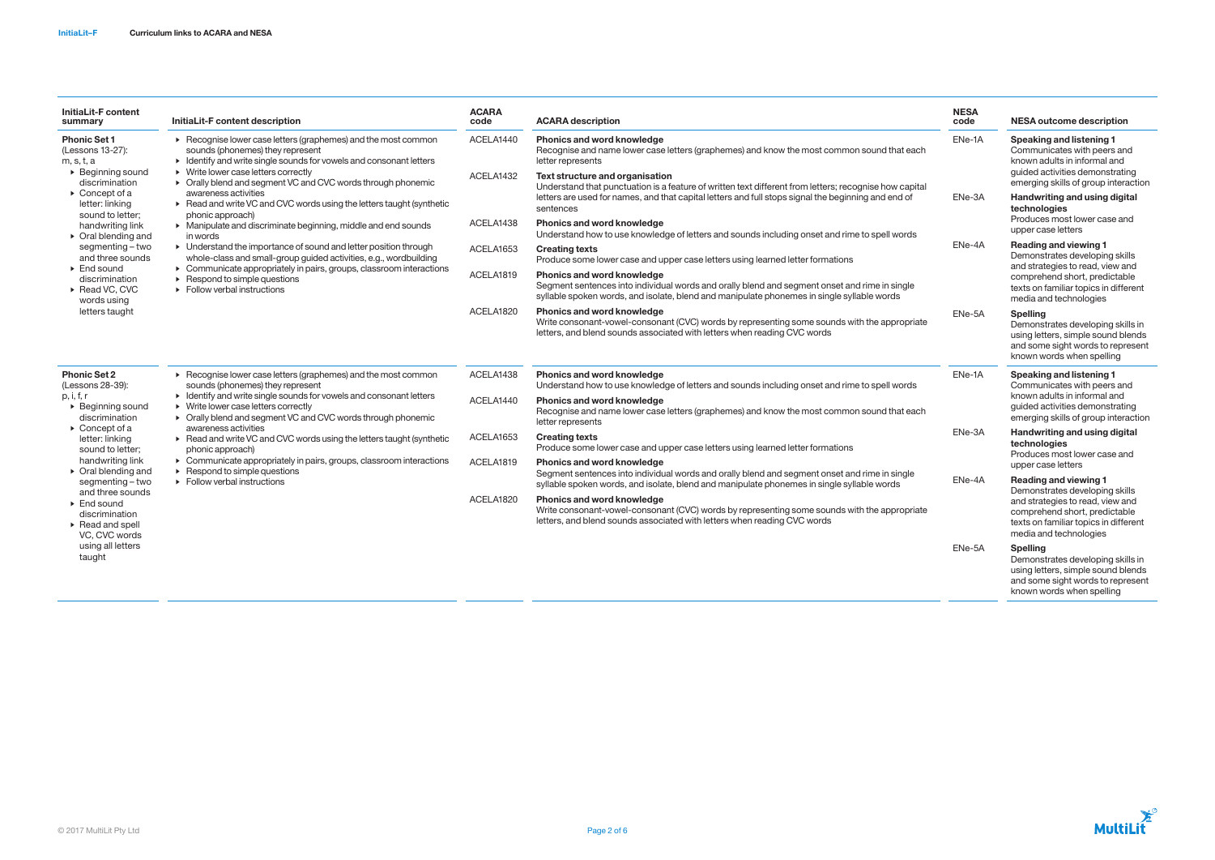| InitiaLit-F content summary | InitiaLit-F content description | ACARA code | ACARA description | NESA code | NESA outcome description |
|---|---|---|---|---|---|
| **Phonic Set 1** (Lessons 13-27): m, s, t, a<br>▸ Beginning sound discrimination<br>▸ Concept of a letter: linking sound to letter; handwriting link<br>▸ Oral blending and segmenting – two and three sounds<br>▸ End sound discrimination<br>▸ Read VC, CVC words using letters taught | ▸ Recognise lower case letters (graphemes) and the most common sounds (phonemes) they represent<br>▸ Identify and write single sounds for vowels and consonant letters<br>▸ Write lower case letters correctly<br>▸ Orally blend and segment VC and CVC words through phonemic awareness activities<br>▸ Read and write VC and CVC words using the letters taught (synthetic phonic approach)<br>▸ Manipulate and discriminate beginning, middle and end sounds in words<br>▸ Understand the importance of sound and letter position through whole-class and small-group guided activities, e.g., wordbuilding<br>▸ Communicate appropriately in pairs, groups, classroom interactions<br>▸ Respond to simple questions<br>▸ Follow verbal instructions | ACELA1440<br><br>ACELA1432<br><br>ACELA1438<br><br>ACELA1653<br><br>ACELA1819<br><br>ACELA1820 | **Phonics and word knowledge**<br>Recognise and name lower case letters (graphemes) and know the most common sound that each letter represents<br>**Text structure and organisation**<br>Understand that punctuation is a feature of written text different from letters; recognise how capital letters are used for names, and that capital letters and full stops signal the beginning and end of sentences<br>**Phonics and word knowledge**<br>Understand how to use knowledge of letters and sounds including onset and rime to spell words<br>**Creating texts**<br>Produce some lower case and upper case letters using learned letter formations<br>**Phonics and word knowledge**<br>Segment sentences into individual words and orally blend and segment onset and rime in single syllable spoken words, and isolate, blend and manipulate phonemes in single syllable words<br>**Phonics and word knowledge**<br>Write consonant-vowel-consonant (CVC) words by representing some sounds with the appropriate letters, and blend sounds associated with letters when reading CVC words | ENe-1A<br><br>ENe-3A<br><br>ENe-4A<br><br>ENe-5A | **Speaking and listening 1**<br>Communicates with peers and known adults in informal and guided activities demonstrating emerging skills of group interaction<br>**Handwriting and using digital technologies**<br>Produces most lower case and upper case letters<br>**Reading and viewing 1**<br>Demonstrates developing skills and strategies to read, view and comprehend short, predictable texts on familiar topics in different media and technologies<br>**Spelling**<br>Demonstrates developing skills in using letters, simple sound blends and some sight words to represent known words when spelling |
| **Phonic Set 2** (Lessons 28-39): p, i, f, r<br>▸ Beginning sound discrimination<br>▸ Concept of a letter: linking sound to letter; handwriting link<br>▸ Oral blending and segmenting – two and three sounds<br>▸ End sound discrimination<br>▸ Read and spell VC, CVC words using all letters taught | ▸ Recognise lower case letters (graphemes) and the most common sounds (phonemes) they represent<br>▸ Identify and write single sounds for vowels and consonant letters<br>▸ Write lower case letters correctly<br>▸ Orally blend and segment VC and CVC words through phonemic awareness activities<br>▸ Read and write VC and CVC words using the letters taught (synthetic phonic approach)<br>▸ Communicate appropriately in pairs, groups, classroom interactions<br>▸ Respond to simple questions<br>▸ Follow verbal instructions | ACELA1438<br><br>ACELA1440<br><br>ACELA1653<br><br>ACELA1819<br><br>ACELA1820 | **Phonics and word knowledge**<br>Understand how to use knowledge of letters and sounds including onset and rime to spell words<br>**Phonics and word knowledge**<br>Recognise and name lower case letters (graphemes) and know the most common sound that each letter represents<br>**Creating texts**<br>Produce some lower case and upper case letters using learned letter formations<br>**Phonics and word knowledge**<br>Segment sentences into individual words and orally blend and segment onset and rime in single syllable spoken words, and isolate, blend and manipulate phonemes in single syllable words<br>**Phonics and word knowledge**<br>Write consonant-vowel-consonant (CVC) words by representing some sounds with the appropriate letters, and blend sounds associated with letters when reading CVC words | ENe-1A<br><br>ENe-3A<br><br>ENe-4A<br><br>ENe-5A | **Speaking and listening 1**<br>Communicates with peers and known adults in informal and guided activities demonstrating emerging skills of group interaction<br>**Handwriting and using digital technologies**<br>Produces most lower case and upper case letters<br>**Reading and viewing 1**<br>Demonstrates developing skills and strategies to read, view and comprehend short, predictable texts on familiar topics in different media and technologies<br>**Spelling**<br>Demonstrates developing skills in using letters, simple sound blends and some sight words to represent known words when spelling |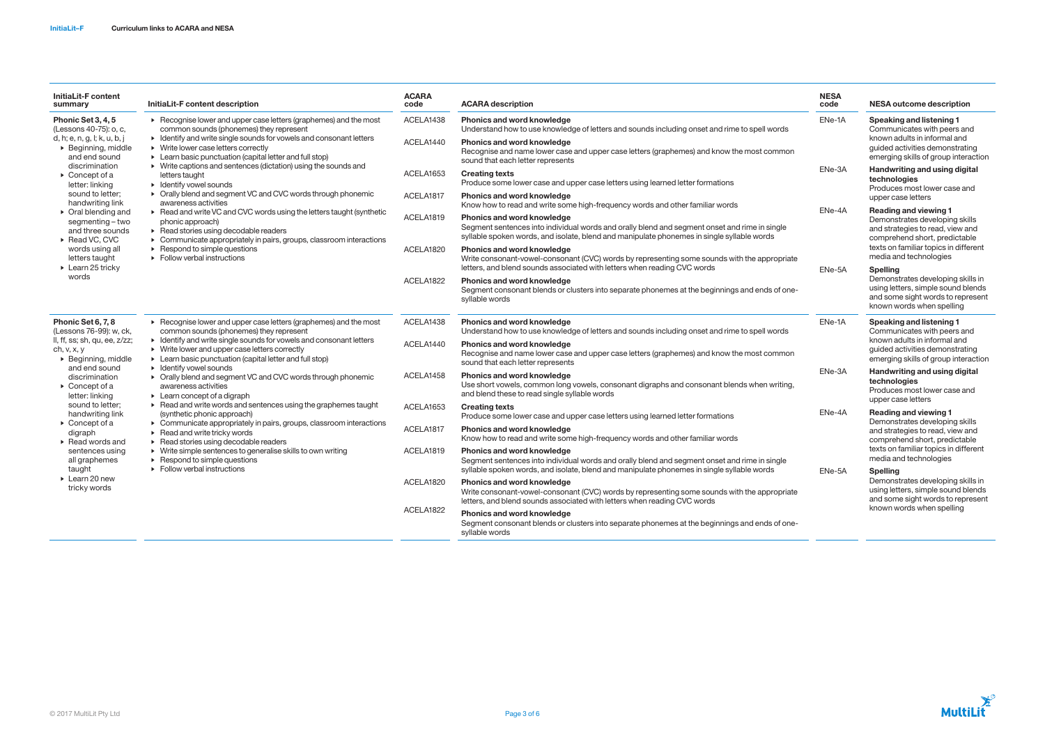| InitiaLit-F content summary | InitiaLit-F content description | ACARA code | ACARA description | NESA code | NESA outcome description |
|---|---|---|---|---|---|
| **Phonic Set 3, 4, 5** (Lessons 40-75): o, c, d, h; e, n, g, l; k, u, b, j<br>▸ Beginning, middle and end sound discrimination<br>▸ Concept of a letter: linking sound to letter; handwriting link<br>▸ Oral blending and segmenting – two and three sounds<br>▸ Read VC, CVC words using all letters taught<br>▸ Learn 25 tricky words | ▸ Recognise lower and upper case letters (graphemes) and the most common sounds (phonemes) they represent<br>▸ Identify and write single sounds for vowels and consonant letters<br>▸ Write lower case letters correctly<br>▸ Learn basic punctuation (capital letter and full stop)<br>▸ Write captions and sentences (dictation) using the sounds and letters taught<br>▸ Identify vowel sounds<br>▸ Orally blend and segment VC and CVC words through phonemic awareness activities<br>▸ Read and write VC and CVC words using the letters taught (synthetic phonic approach)<br>▸ Read stories using decodable readers<br>▸ Communicate appropriately in pairs, groups, classroom interactions<br>▸ Respond to simple questions<br>▸ Follow verbal instructions | ACELA1438<br><br>ACELA1440<br><br>ACELA1653<br><br>ACELA1817<br><br>ACELA1819<br><br>ACELA1820<br><br>ACELA1822 | **Phonics and word knowledge**<br>Understand how to use knowledge of letters and sounds including onset and rime to spell words<br><br>**Phonics and word knowledge**<br>Recognise and name lower case and upper case letters (graphemes) and know the most common sound that each letter represents<br><br>**Creating texts**<br>Produce some lower case and upper case letters using learned letter formations<br><br>**Phonics and word knowledge**<br>Know how to read and write some high-frequency words and other familiar words<br><br>**Phonics and word knowledge**<br>Segment sentences into individual words and orally blend and segment onset and rime in single syllable spoken words, and isolate, blend and manipulate phonemes in single syllable words<br><br>**Phonics and word knowledge**<br>Write consonant-vowel-consonant (CVC) words by representing some sounds with the appropriate letters, and blend sounds associated with letters when reading CVC words<br><br>**Phonics and word knowledge**<br>Segment consonant blends or clusters into separate phonemes at the beginnings and ends of one-syllable words | ENe-1A<br><br>ENe-3A<br><br>ENe-4A<br><br>ENe-5A | **Speaking and listening 1**<br>Communicates with peers and known adults in informal and guided activities demonstrating emerging skills of group interaction<br><br>**Handwriting and using digital technologies**<br>Produces most lower case and upper case letters<br><br>**Reading and viewing 1**<br>Demonstrates developing skills and strategies to read, view and comprehend short, predictable texts on familiar topics in different media and technologies<br><br>**Spelling**<br>Demonstrates developing skills in using letters, simple sound blends and some sight words to represent known words when spelling |
| **Phonic Set 6, 7, 8** (Lessons 76-99): w, ck, ll, ff, ss; sh, qu, ee, z/zz; ch, v, x, y<br>▸ Beginning, middle and end sound discrimination<br>▸ Concept of a letter: linking sound to letter; handwriting link<br>▸ Concept of a digraph<br>▸ Read words and sentences using all graphemes taught<br>▸ Learn 20 new tricky words | ▸ Recognise lower and upper case letters (graphemes) and the most common sounds (phonemes) they represent<br>▸ Identify and write single sounds for vowels and consonant letters<br>▸ Write lower and upper case letters correctly<br>▸ Learn basic punctuation (capital letter and full stop)<br>▸ Identify vowel sounds<br>▸ Orally blend and segment VC and CVC words through phonemic awareness activities<br>▸ Learn concept of a digraph<br>▸ Read and write words and sentences using the graphemes taught (synthetic phonic approach)<br>▸ Communicate appropriately in pairs, groups, classroom interactions<br>▸ Read and write tricky words<br>▸ Read stories using decodable readers<br>▸ Write simple sentences to generalise skills to own writing<br>▸ Respond to simple questions<br>▸ Follow verbal instructions | ACELA1438<br><br>ACELA1440<br><br>ACELA1458<br><br>ACELA1653<br><br>ACELA1817<br><br>ACELA1819<br><br>ACELA1820<br><br>ACELA1822 | **Phonics and word knowledge**<br>Understand how to use knowledge of letters and sounds including onset and rime to spell words<br><br>**Phonics and word knowledge**<br>Recognise and name lower case and upper case letters (graphemes) and know the most common sound that each letter represents<br><br>**Phonics and word knowledge**<br>Use short vowels, common long vowels, consonant digraphs and consonant blends when writing, and blend these to read single syllable words<br><br>**Creating texts**<br>Produce some lower case and upper case letters using learned letter formations<br><br>**Phonics and word knowledge**<br>Know how to read and write some high-frequency words and other familiar words<br><br>**Phonics and word knowledge**<br>Segment sentences into individual words and orally blend and segment onset and rime in single syllable spoken words, and isolate, blend and manipulate phonemes in single syllable words<br><br>**Phonics and word knowledge**<br>Write consonant-vowel-consonant (CVC) words by representing some sounds with the appropriate letters, and blend sounds associated with letters when reading CVC words<br><br>**Phonics and word knowledge**<br>Segment consonant blends or clusters into separate phonemes at the beginnings and ends of one-syllable words | ENe-1A<br><br>ENe-3A<br><br>ENe-4A<br><br>ENe-5A | **Speaking and listening 1**<br>Communicates with peers and known adults in informal and guided activities demonstrating emerging skills of group interaction<br><br>**Handwriting and using digital technologies**<br>Produces most lower case and upper case letters<br><br>**Reading and viewing 1**<br>Demonstrates developing skills and strategies to read, view and comprehend short, predictable texts on familiar topics in different media and technologies<br><br>**Spelling**<br>Demonstrates developing skills in using letters, simple sound blends and some sight words to represent known words when spelling |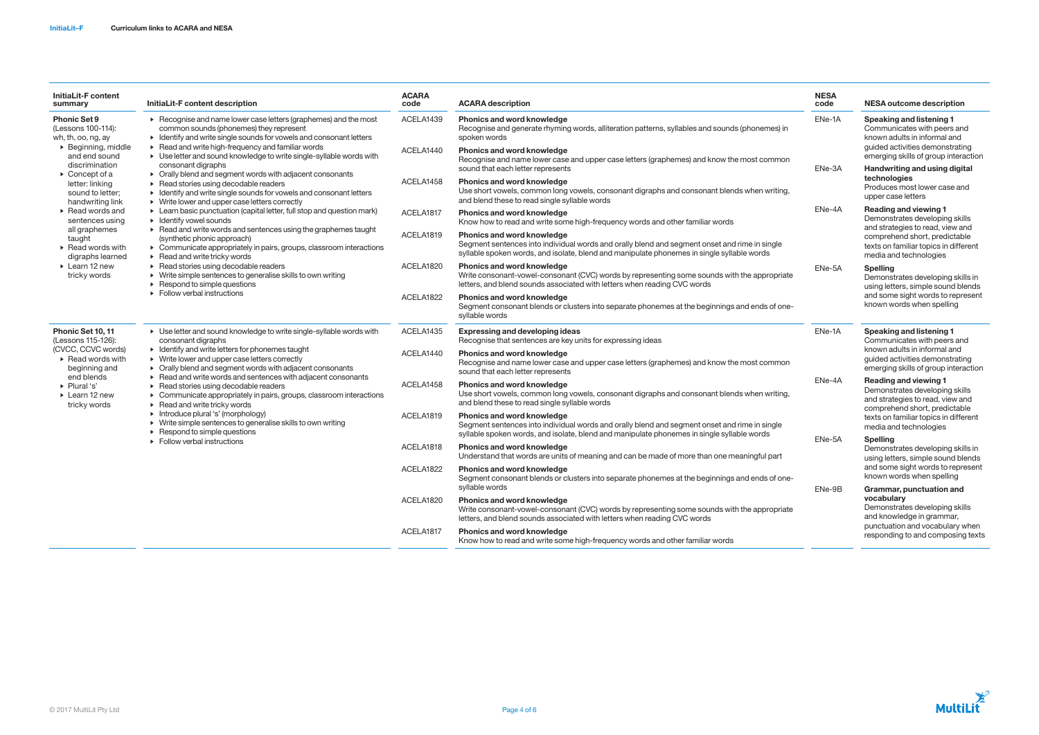| InitiaLit-F content summary | InitiaLit-F content description | ACARA code | ACARA description | NESA code | NESA outcome description |
|---|---|---|---|---|---|
| **Phonic Set 9** (Lessons 100-114): wh, th, oo, ng, ay<br>▸ Beginning, middle and end sound discrimination<br>▸ Concept of a letter: linking sound to letter; handwriting link<br>▸ Read words and sentences using all graphemes taught<br>▸ Read words with digraphs learned<br>▸ Learn 12 new tricky words | ▸ Recognise and name lower case letters (graphemes) and the most common sounds (phonemes) they represent<br>▸ Identify and write single sounds for vowels and consonant letters<br>▸ Read and write high-frequency and familiar words<br>▸ Use letter and sound knowledge to write single-syllable words with consonant digraphs<br>▸ Orally blend and segment words with adjacent consonants<br>▸ Read stories using decodable readers<br>▸ Identify and write single sounds for vowels and consonant letters<br>▸ Write lower and upper case letters correctly<br>▸ Learn basic punctuation (capital letter, full stop and question mark)<br>▸ Identify vowel sounds<br>▸ Read and write words and sentences using the graphemes taught (synthetic phonic approach)<br>▸ Communicate appropriately in pairs, groups, classroom interactions<br>▸ Read and write tricky words<br>▸ Read stories using decodable readers<br>▸ Write simple sentences to generalise skills to own writing<br>▸ Respond to simple questions<br>▸ Follow verbal instructions | ACELA1439<br><br>ACELA1440<br><br>ACELA1458<br><br>ACELA1817<br><br>ACELA1819<br><br>ACELA1820<br><br>ACELA1822 | **Phonics and word knowledge** Recognise and generate rhyming words, alliteration patterns, syllables and sounds (phonemes) in spoken words<br>**Phonics and word knowledge** Recognise and name lower case and upper case letters (graphemes) and know the most common sound that each letter represents<br>**Phonics and word knowledge** Use short vowels, common long vowels, consonant digraphs and consonant blends when writing, and blend these to read single syllable words<br>**Phonics and word knowledge** Know how to read and write some high-frequency words and other familiar words<br>**Phonics and word knowledge** Segment sentences into individual words and orally blend and segment onset and rime in single syllable spoken words, and isolate, blend and manipulate phonemes in single syllable words<br>**Phonics and word knowledge** Write consonant-vowel-consonant (CVC) words by representing some sounds with the appropriate letters, and blend sounds associated with letters when reading CVC words<br>**Phonics and word knowledge** Segment consonant blends or clusters into separate phonemes at the beginnings and ends of one-syllable words | ENe-1A<br><br>ENe-3A<br><br>ENe-4A<br><br>ENe-5A | **Speaking and listening 1** Communicates with peers and known adults in informal and guided activities demonstrating emerging skills of group interaction<br>**Handwriting and using digital technologies** Produces most lower case and upper case letters<br>**Reading and viewing 1** Demonstrates developing skills and strategies to read, view and comprehend short, predictable texts on familiar topics in different media and technologies<br>**Spelling** Demonstrates developing skills in using letters, simple sound blends and some sight words to represent known words when spelling |
| **Phonic Set 10, 11** (Lessons 115-126): (CVCC, CCVC words)<br>▸ Read words with beginning and end blends<br>▸ Plural 's'<br>▸ Learn 12 new tricky words | ▸ Use letter and sound knowledge to write single-syllable words with consonant digraphs<br>▸ Identify and write letters for phonemes taught<br>▸ Write lower and upper case letters correctly<br>▸ Orally blend and segment words with adjacent consonants<br>▸ Read and write words and sentences with adjacent consonants<br>▸ Read stories using decodable readers<br>▸ Communicate appropriately in pairs, groups, classroom interactions<br>▸ Read and write tricky words<br>▸ Introduce plural 's' (morphology)<br>▸ Write simple sentences to generalise skills to own writing<br>▸ Respond to simple questions<br>▸ Follow verbal instructions | ACELA1435<br><br>ACELA1440<br><br>ACELA1458<br><br>ACELA1819<br><br>ACELA1818<br><br>ACELA1822<br><br>ACELA1820<br><br>ACELA1817 | **Expressing and developing ideas** Recognise that sentences are key units for expressing ideas<br>**Phonics and word knowledge** Recognise and name lower case and upper case letters (graphemes) and know the most common sound that each letter represents<br>**Phonics and word knowledge** Use short vowels, common long vowels, consonant digraphs and consonant blends when writing, and blend these to read single syllable words<br>**Phonics and word knowledge** Segment sentences into individual words and orally blend and segment onset and rime in single syllable spoken words, and isolate, blend and manipulate phonemes in single syllable words<br>**Phonics and word knowledge** Understand that words are units of meaning and can be made of more than one meaningful part<br>**Phonics and word knowledge** Segment consonant blends or clusters into separate phonemes at the beginnings and ends of one-syllable words<br>**Phonics and word knowledge** Write consonant-vowel-consonant (CVC) words by representing some sounds with the appropriate letters, and blend sounds associated with letters when reading CVC words<br>**Phonics and word knowledge** Know how to read and write some high-frequency words and other familiar words | ENe-1A<br><br>ENe-4A<br><br>ENe-5A<br><br>ENe-9B | **Speaking and listening 1** Communicates with peers and known adults in informal and guided activities demonstrating emerging skills of group interaction<br>**Reading and viewing 1** Demonstrates developing skills and strategies to read, view and comprehend short, predictable texts on familiar topics in different media and technologies<br>**Spelling** Demonstrates developing skills in using letters, simple sound blends and some sight words to represent known words when spelling<br>**Grammar, punctuation and vocabulary** Demonstrates developing skills and knowledge in grammar, punctuation and vocabulary when responding to and composing texts |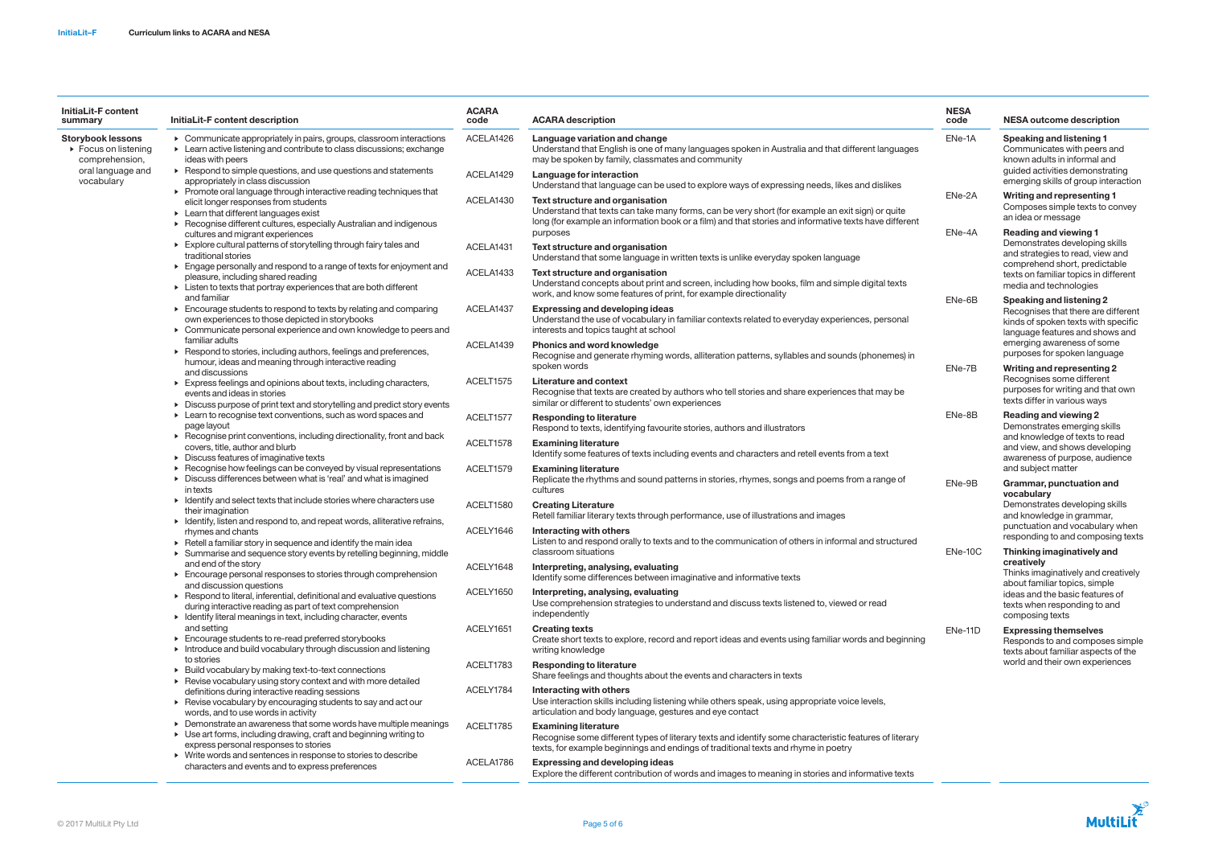| InitiaLit-F content summary | InitiaLit-F content description | ACARA code | ACARA description | NESA code | NESA outcome description |
|---|---|---|---|---|---|
| **Storybook lessons**<br>▸ Focus on listening comprehension, oral language and vocabulary | ▸ Communicate appropriately in pairs, groups, classroom interactions<br>▸ Learn active listening and contribute to class discussions; exchange ideas with peers<br>▸ Respond to simple questions, and use questions and statements appropriately in class discussion<br>▸ Promote oral language through interactive reading techniques that elicit longer responses from students<br>▸ Learn that different languages exist<br>▸ Recognise different cultures, especially Australian and indigenous cultures and migrant experiences<br>▸ Explore cultural patterns of storytelling through fairy tales and traditional stories<br>▸ Engage personally and respond to a range of texts for enjoyment and pleasure, including shared reading<br>▸ Listen to texts that portray experiences that are both different and familiar<br>▸ Encourage students to respond to texts by relating and comparing own experiences to those depicted in storybooks<br>▸ Communicate personal experience and own knowledge to peers and familiar adults<br>▸ Respond to stories, including authors, feelings and preferences, humour, ideas and meaning through interactive reading and discussions<br>▸ Express feelings and opinions about texts, including characters, events and ideas in stories<br>▸ Discuss purpose of print text and storytelling and predict story events<br>▸ Learn to recognise text conventions, such as word spaces and page layout<br>▸ Recognise print conventions, including directionality, front and back covers, title, author and blurb<br>▸ Discuss features of imaginative texts<br>▸ Recognise how feelings can be conveyed by visual representations<br>▸ Discuss differences between what is 'real' and what is imagined in texts<br>▸ Identify and select texts that include stories where characters use their imagination<br>▸ Identify, listen and respond to, and repeat words, alliterative refrains, rhymes and chants<br>▸ Retell a familiar story in sequence and identify the main idea<br>▸ Summarise and sequence story events by retelling beginning, middle and end of the story<br>▸ Encourage personal responses to stories through comprehension and discussion questions<br>▸ Respond to literal, inferential, definitional and evaluative questions during interactive reading as part of text comprehension<br>▸ Identify literal meanings in text, including character, events and setting<br>▸ Encourage students to re-read preferred storybooks<br>▸ Introduce and build vocabulary through discussion and listening to stories<br>▸ Build vocabulary by making text-to-text connections<br>▸ Revise vocabulary using story context and with more detailed definitions during interactive reading sessions<br>▸ Revise vocabulary by encouraging students to say and act our words, and to use words in activity<br>▸ Demonstrate an awareness that some words have multiple meanings<br>▸ Use art forms, including drawing, craft and beginning writing to express personal responses to stories<br>▸ Write words and sentences in response to stories to describe characters and events and to express preferences | ACELA1426<br><br>ACELA1429<br><br>ACELA1430<br><br><br>ACELA1431<br><br>ACELA1433<br><br>ACELA1437<br><br>ACELA1439<br><br>ACELT1575<br><br>ACELT1577<br><br>ACELT1578<br><br>ACELT1579<br><br>ACELT1580<br><br>ACELY1646<br><br>ACELY1648<br><br>ACELY1650<br><br>ACELY1651<br><br>ACELT1783<br><br>ACELY1784<br><br>ACELT1785<br><br>ACELA1786 | **Language variation and change**<br>Understand that English is one of many languages spoken in Australia and that different languages may be spoken by family, classmates and community<br>**Language for interaction**<br>Understand that language can be used to explore ways of expressing needs, likes and dislikes<br>**Text structure and organisation**<br>Understand that texts can take many forms, can be very short (for example an exit sign) or quite long (for example an information book or a film) and that stories and informative texts have different purposes<br>**Text structure and organisation**<br>Understand that some language in written texts is unlike everyday spoken language<br>**Text structure and organisation**<br>Understand concepts about print and screen, including how books, film and simple digital texts work, and know some features of print, for example directionality<br>**Expressing and developing ideas**<br>Understand the use of vocabulary in familiar contexts related to everyday experiences, personal interests and topics taught at school<br>**Phonics and word knowledge**<br>Recognise and generate rhyming words, alliteration patterns, syllables and sounds (phonemes) in spoken words<br>**Literature and context**<br>Recognise that texts are created by authors who tell stories and share experiences that may be similar or different to students' own experiences<br>**Responding to literature**<br>Respond to texts, identifying favourite stories, authors and illustrators<br>**Examining literature**<br>Identify some features of texts including events and characters and retell events from a text<br>**Examining literature**<br>Replicate the rhythms and sound patterns in stories, rhymes, songs and poems from a range of cultures<br>**Creating Literature**<br>Retell familiar literary texts through performance, use of illustrations and images<br>**Interacting with others**<br>Listen to and respond orally to texts and to the communication of others in informal and structured classroom situations<br>**Interpreting, analysing, evaluating**<br>Identify some differences between imaginative and informative texts<br>**Interpreting, analysing, evaluating**<br>Use comprehension strategies to understand and discuss texts listened to, viewed or read independently<br>**Creating texts**<br>Create short texts to explore, record and report ideas and events using familiar words and beginning writing knowledge<br>**Responding to literature**<br>Share feelings and thoughts about the events and characters in texts<br>**Interacting with others**<br>Use interaction skills including listening while others speak, using appropriate voice levels, articulation and body language, gestures and eye contact<br>**Examining literature**<br>Recognise some different types of literary texts and identify some characteristic features of literary texts, for example beginnings and endings of traditional texts and rhyme in poetry<br>**Expressing and developing ideas**<br>Explore the different contribution of words and images to meaning in stories and informative texts | ENe-1A<br><br>ENe-2A<br><br>ENe-4A<br><br><br>ENe-6B<br><br><br>ENe-7B<br><br>ENe-8B<br><br><br>ENe-9B<br><br><br>ENe-10C<br><br><br>ENe-11D | **Speaking and listening 1**<br>Communicates with peers and known adults in informal and guided activities demonstrating emerging skills of group interaction<br>**Writing and representing 1**<br>Composes simple texts to convey an idea or message<br>**Reading and viewing 1**<br>Demonstrates developing skills and strategies to read, view and comprehend short, predictable texts on familiar topics in different media and technologies<br>**Speaking and listening 2**<br>Recognises that there are different kinds of spoken texts with specific language features and shows and emerging awareness of some purposes for spoken language<br>**Writing and representing 2**<br>Recognises some different purposes for writing and that own texts differ in various ways<br>**Reading and viewing 2**<br>Demonstrates emerging skills and knowledge of texts to read and view, and shows developing awareness of purpose, audience and subject matter<br>**Grammar, punctuation and vocabulary**<br>Demonstrates developing skills and knowledge in grammar, punctuation and vocabulary when responding to and composing texts<br>**Thinking imaginatively and creatively**<br>Thinks imaginatively and creatively about familiar topics, simple ideas and the basic features of texts when responding to and composing texts<br>**Expressing themselves**<br>Responds to and composes simple texts about familiar aspects of the world and their own experiences |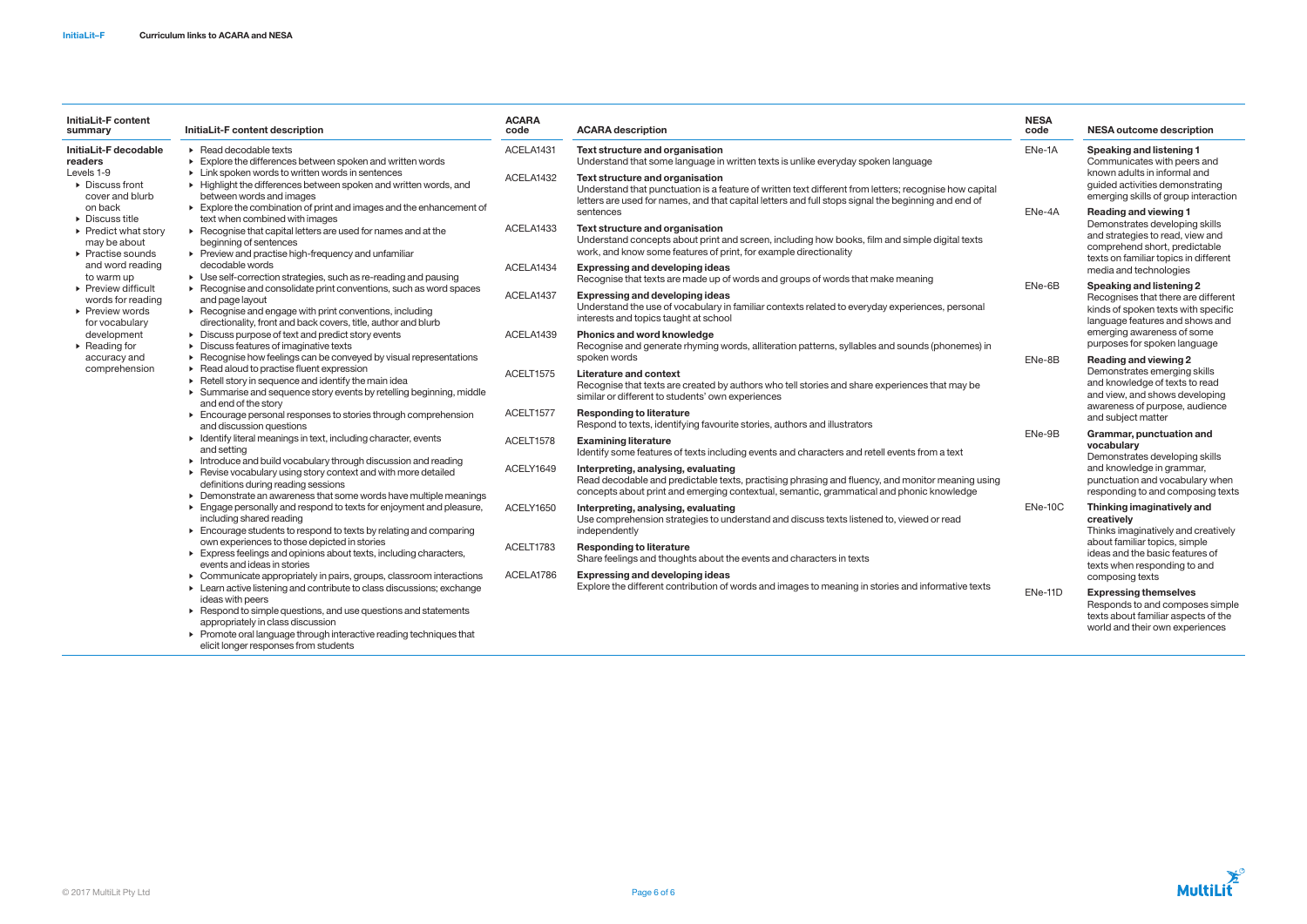| InitiaLit-F content summary | InitiaLit-F content description | ACARA code | ACARA description | NESA code | NESA outcome description |
|---|---|---|---|---|---|
| **InitiaLit-F decodable readers**<br>Levels 1-9<br>▸ Discuss front cover and blurb on back<br>▸ Discuss title<br>▸ Predict what story may be about<br>▸ Practise sounds and word reading to warm up<br>▸ Preview difficult words for reading<br>▸ Preview words for vocabulary development<br>▸ Reading for accuracy and comprehension | ▸ Read decodable texts<br>▸ Explore the differences between spoken and written words<br>▸ Link spoken words to written words in sentences<br>▸ Highlight the differences between spoken and written words, and between words and images<br>▸ Explore the combination of print and images and the enhancement of text when combined with images<br>▸ Recognise that capital letters are used for names and at the beginning of sentences<br>▸ Preview and practise high-frequency and unfamiliar decodable words<br>▸ Use self-correction strategies, such as re-reading and pausing<br>▸ Recognise and consolidate print conventions, such as word spaces and page layout<br>▸ Recognise and engage with print conventions, including directionality, front and back covers, title, author and blurb<br>▸ Discuss purpose of text and predict story events<br>▸ Discuss features of imaginative texts<br>▸ Recognise how feelings can be conveyed by visual representations<br>▸ Read aloud to practise fluent expression<br>▸ Retell story in sequence and identify the main idea<br>▸ Summarise and sequence story events by retelling beginning, middle and end of the story<br>▸ Encourage personal responses to stories through comprehension and discussion questions<br>▸ Identify literal meanings in text, including character, events and setting<br>▸ Introduce and build vocabulary through discussion and reading<br>▸ Revise vocabulary using story context and with more detailed definitions during reading sessions<br>▸ Demonstrate an awareness that some words have multiple meanings<br>▸ Engage personally and respond to texts for enjoyment and pleasure, including shared reading<br>▸ Encourage students to respond to texts by relating and comparing own experiences to those depicted in stories<br>▸ Express feelings and opinions about texts, including characters, events and ideas in stories<br>▸ Communicate appropriately in pairs, groups, classroom interactions<br>▸ Learn active listening and contribute to class discussions; exchange ideas with peers<br>▸ Respond to simple questions, and use questions and statements appropriately in class discussion<br>▸ Promote oral language through interactive reading techniques that elicit longer responses from students | ACELA1431<br><br>ACELA1432<br><br><br><br>ACELA1433<br><br>ACELA1434<br><br>ACELA1437<br><br><br>ACELA1439<br><br><br>ACELT1575<br><br>ACELT1577<br><br>ACELT1578<br><br>ACELY1649<br><br><br>ACELY1650<br><br>ACELT1783<br><br>ACELA1786 | **Text structure and organisation**<br>Understand that some language in written texts is unlike everyday spoken language<br>**Text structure and organisation**<br>Understand that punctuation is a feature of written text different from letters; recognise how capital letters are used for names, and that capital letters and full stops signal the beginning and end of sentences<br>**Text structure and organisation**<br>Understand concepts about print and screen, including how books, film and simple digital texts work, and know some features of print, for example directionality<br>**Expressing and developing ideas**<br>Recognise that texts are made up of words and groups of words that make meaning<br>**Expressing and developing ideas**<br>Understand the use of vocabulary in familiar contexts related to everyday experiences, personal interests and topics taught at school<br>**Phonics and word knowledge**<br>Recognise and generate rhyming words, alliteration patterns, syllables and sounds (phonemes) in spoken words<br>**Literature and context**<br>Recognise that texts are created by authors who tell stories and share experiences that may be similar or different to students' own experiences<br>**Responding to literature**<br>Respond to texts, identifying favourite stories, authors and illustrators<br>**Examining literature**<br>Identify some features of texts including events and characters and retell events from a text<br>**Interpreting, analysing, evaluating**<br>Read decodable and predictable texts, practising phrasing and fluency, and monitor meaning using concepts about print and emerging contextual, semantic, grammatical and phonic knowledge<br>**Interpreting, analysing, evaluating**<br>Use comprehension strategies to understand and discuss texts listened to, viewed or read independently<br>**Responding to literature**<br>Share feelings and thoughts about the events and characters in texts<br>**Expressing and developing ideas**<br>Explore the different contribution of words and images to meaning in stories and informative texts | ENe-1A<br><br><br>ENe-4A<br><br><br>ENe-6B<br><br><br>ENe-8B<br><br><br>ENe-9B<br><br><br>ENe-10C<br><br><br>ENe-11D | **Speaking and listening 1**<br>Communicates with peers and known adults in informal and guided activities demonstrating emerging skills of group interaction<br>**Reading and viewing 1**<br>Demonstrates developing skills and strategies to read, view and comprehend short, predictable texts on familiar topics in different media and technologies<br>**Speaking and listening 2**<br>Recognises that there are different kinds of spoken texts with specific language features and shows and emerging awareness of some purposes for spoken language<br>**Reading and viewing 2**<br>Demonstrates emerging skills and knowledge of texts to read and view, and shows developing awareness of purpose, audience and subject matter<br>**Grammar, punctuation and vocabulary**<br>Demonstrates developing skills and knowledge in grammar, punctuation and vocabulary when responding to and composing texts<br>**Thinking imaginatively and creatively**<br>Thinks imaginatively and creatively about familiar topics, simple ideas and the basic features of texts when responding to and composing texts<br>**Expressing themselves**<br>Responds to and composes simple texts about familiar aspects of the world and their own experiences |

© 2017 MultiLit Pty Ltd